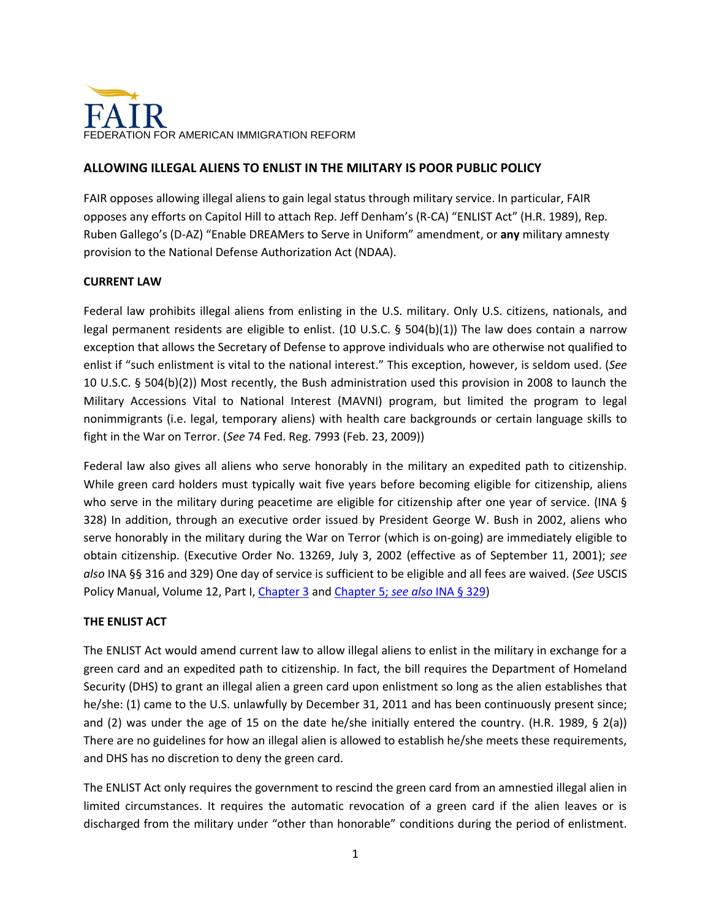FAIR
FEDERATION FOR AMERICAN IMMIGRATION REFORM

## ALLOWING ILLEGAL ALIENS TO ENLIST IN THE MILITARY IS POOR PUBLIC POLICY

FAIR opposes allowing illegal aliens to gain legal status through military service. In particular, FAIR opposes any efforts on Capitol Hill to attach Rep. Jeff Denham's (R-CA) "ENLIST Act" (H.R. 1989), Rep. Ruben Gallego's (D-AZ) "Enable DREAMers to Serve in Uniform" amendment, or **any** military amnesty provision to the National Defense Authorization Act (NDAA).

### CURRENT LAW

Federal law prohibits illegal aliens from enlisting in the U.S. military. Only U.S. citizens, nationals, and legal permanent residents are eligible to enlist. (10 U.S.C. § 504(b)(1)) The law does contain a narrow exception that allows the Secretary of Defense to approve individuals who are otherwise not qualified to enlist if "such enlistment is vital to the national interest." This exception, however, is seldom used. (*See* 10 U.S.C. § 504(b)(2)) Most recently, the Bush administration used this provision in 2008 to launch the Military Accessions Vital to National Interest (MAVNI) program, but limited the program to legal nonimmigrants (i.e. legal, temporary aliens) with health care backgrounds or certain language skills to fight in the War on Terror. (*See* 74 Fed. Reg. 7993 (Feb. 23, 2009))

Federal law also gives all aliens who serve honorably in the military an expedited path to citizenship. While green card holders must typically wait five years before becoming eligible for citizenship, aliens who serve in the military during peacetime are eligible for citizenship after one year of service. (INA § 328) In addition, through an executive order issued by President George W. Bush in 2002, aliens who serve honorably in the military during the War on Terror (which is on-going) are immediately eligible to obtain citizenship. (Executive Order No. 13269, July 3, 2002 (effective as of September 11, 2001); *see also* INA §§ 316 and 329) One day of service is sufficient to be eligible and all fees are waived. (*See* USCIS Policy Manual, Volume 12, Part I, Chapter 3 and Chapter 5; *see also* INA § 329)

### THE ENLIST ACT

The ENLIST Act would amend current law to allow illegal aliens to enlist in the military in exchange for a green card and an expedited path to citizenship. In fact, the bill requires the Department of Homeland Security (DHS) to grant an illegal alien a green card upon enlistment so long as the alien establishes that he/she: (1) came to the U.S. unlawfully by December 31, 2011 and has been continuously present since; and (2) was under the age of 15 on the date he/she initially entered the country. (H.R. 1989, § 2(a)) There are no guidelines for how an illegal alien is allowed to establish he/she meets these requirements, and DHS has no discretion to deny the green card.

The ENLIST Act only requires the government to rescind the green card from an amnestied illegal alien in limited circumstances. It requires the automatic revocation of a green card if the alien leaves or is discharged from the military under "other than honorable" conditions during the period of enlistment.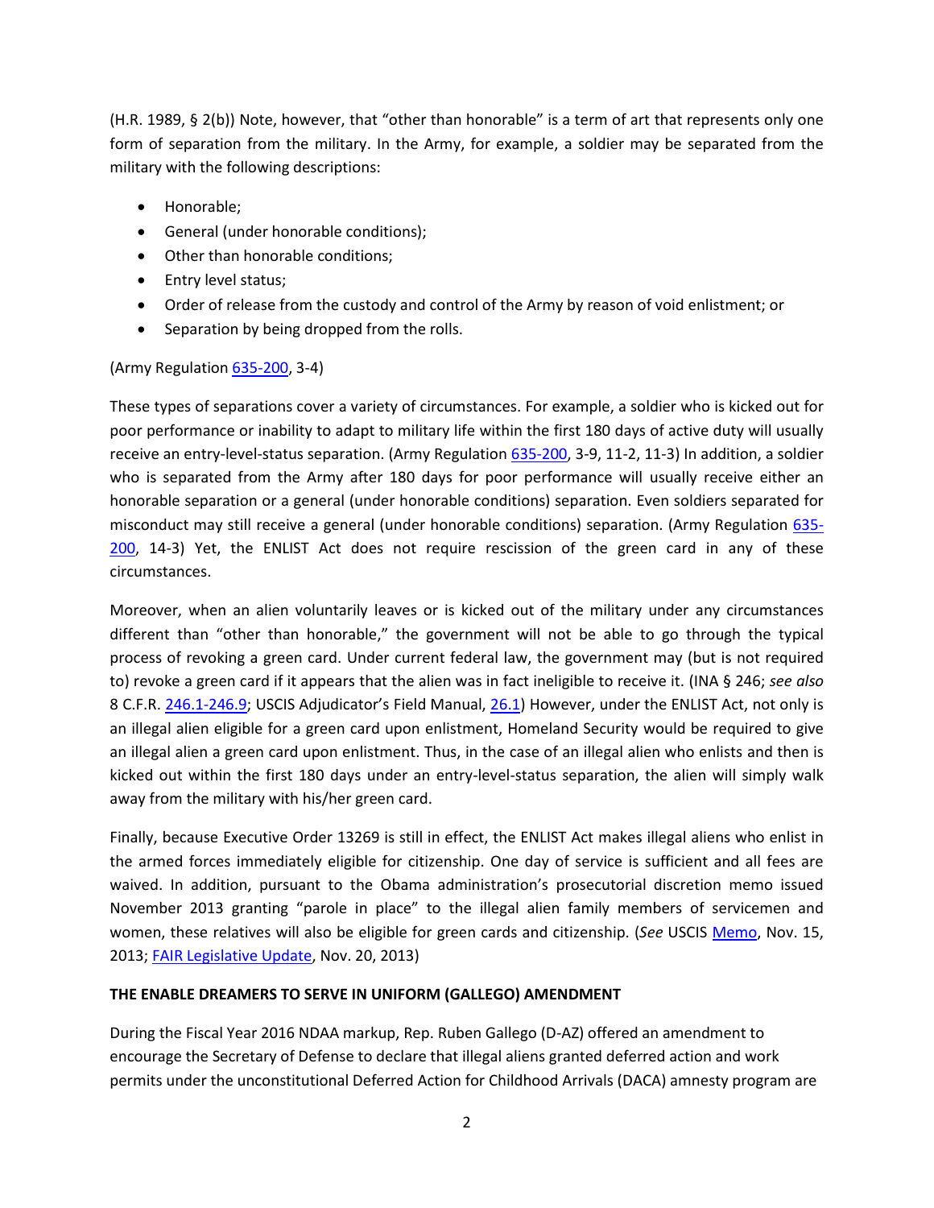(H.R. 1989, § 2(b)) Note, however, that "other than honorable" is a term of art that represents only one form of separation from the military. In the Army, for example, a soldier may be separated from the military with the following descriptions:

- Honorable;
- General (under honorable conditions);
- Other than honorable conditions;
- Entry level status;
- Order of release from the custody and control of the Army by reason of void enlistment; or
- Separation by being dropped from the rolls.

(Army Regulation 635-200, 3-4)

These types of separations cover a variety of circumstances. For example, a soldier who is kicked out for poor performance or inability to adapt to military life within the first 180 days of active duty will usually receive an entry-level-status separation. (Army Regulation 635-200, 3-9, 11-2, 11-3) In addition, a soldier who is separated from the Army after 180 days for poor performance will usually receive either an honorable separation or a general (under honorable conditions) separation. Even soldiers separated for misconduct may still receive a general (under honorable conditions) separation. (Army Regulation 635-200, 14-3) Yet, the ENLIST Act does not require rescission of the green card in any of these circumstances.

Moreover, when an alien voluntarily leaves or is kicked out of the military under any circumstances different than "other than honorable," the government will not be able to go through the typical process of revoking a green card. Under current federal law, the government may (but is not required to) revoke a green card if it appears that the alien was in fact ineligible to receive it. (INA § 246; *see also* 8 C.F.R. 246.1-246.9; USCIS Adjudicator's Field Manual, 26.1) However, under the ENLIST Act, not only is an illegal alien eligible for a green card upon enlistment, Homeland Security would be required to give an illegal alien a green card upon enlistment. Thus, in the case of an illegal alien who enlists and then is kicked out within the first 180 days under an entry-level-status separation, the alien will simply walk away from the military with his/her green card.

Finally, because Executive Order 13269 is still in effect, the ENLIST Act makes illegal aliens who enlist in the armed forces immediately eligible for citizenship. One day of service is sufficient and all fees are waived. In addition, pursuant to the Obama administration's prosecutorial discretion memo issued November 2013 granting "parole in place" to the illegal alien family members of servicemen and women, these relatives will also be eligible for green cards and citizenship. (*See* USCIS Memo, Nov. 15, 2013; FAIR Legislative Update, Nov. 20, 2013)

**THE ENABLE DREAMERS TO SERVE IN UNIFORM (GALLEGO) AMENDMENT**

During the Fiscal Year 2016 NDAA markup, Rep. Ruben Gallego (D-AZ) offered an amendment to encourage the Secretary of Defense to declare that illegal aliens granted deferred action and work permits under the unconstitutional Deferred Action for Childhood Arrivals (DACA) amnesty program are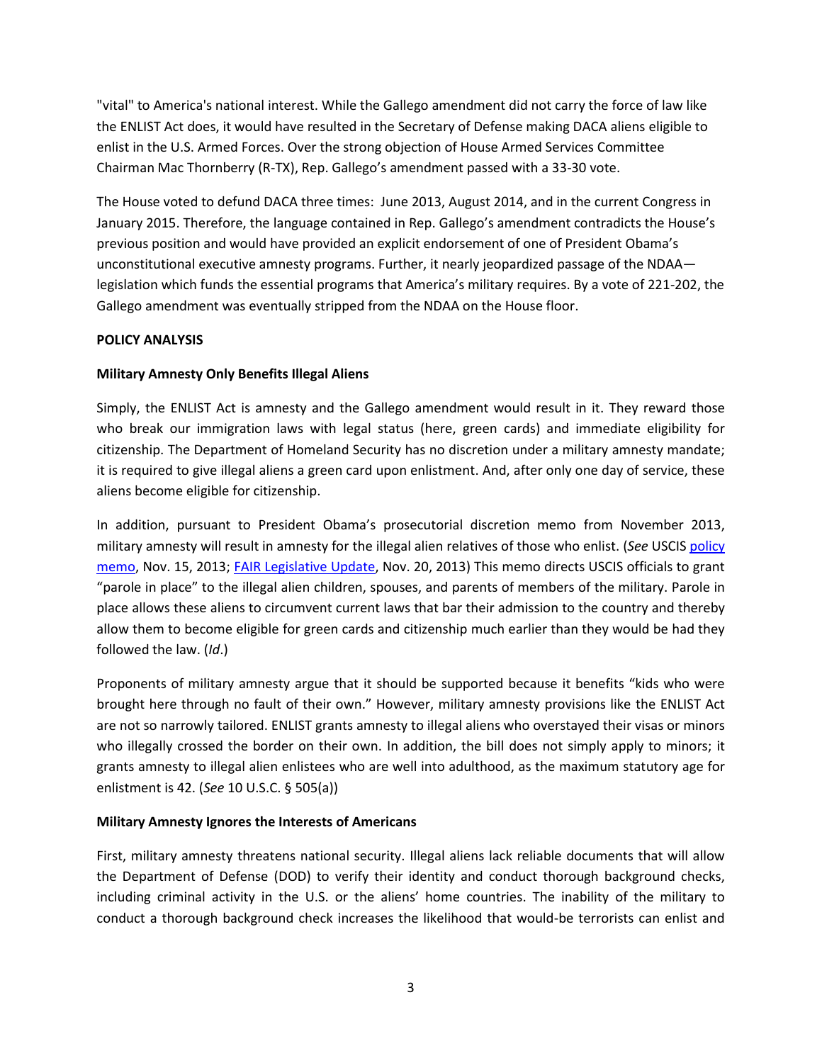"vital" to America's national interest. While the Gallego amendment did not carry the force of law like the ENLIST Act does, it would have resulted in the Secretary of Defense making DACA aliens eligible to enlist in the U.S. Armed Forces. Over the strong objection of House Armed Services Committee Chairman Mac Thornberry (R-TX), Rep. Gallego's amendment passed with a 33-30 vote.

The House voted to defund DACA three times: June 2013, August 2014, and in the current Congress in January 2015. Therefore, the language contained in Rep. Gallego's amendment contradicts the House's previous position and would have provided an explicit endorsement of one of President Obama's unconstitutional executive amnesty programs. Further, it nearly jeopardized passage of the NDAA—legislation which funds the essential programs that America's military requires. By a vote of 221-202, the Gallego amendment was eventually stripped from the NDAA on the House floor.

**POLICY ANALYSIS**

**Military Amnesty Only Benefits Illegal Aliens**

Simply, the ENLIST Act is amnesty and the Gallego amendment would result in it. They reward those who break our immigration laws with legal status (here, green cards) and immediate eligibility for citizenship. The Department of Homeland Security has no discretion under a military amnesty mandate; it is required to give illegal aliens a green card upon enlistment. And, after only one day of service, these aliens become eligible for citizenship.

In addition, pursuant to President Obama's prosecutorial discretion memo from November 2013, military amnesty will result in amnesty for the illegal alien relatives of those who enlist. (*See* USCIS policy memo, Nov. 15, 2013; FAIR Legislative Update, Nov. 20, 2013) This memo directs USCIS officials to grant "parole in place" to the illegal alien children, spouses, and parents of members of the military. Parole in place allows these aliens to circumvent current laws that bar their admission to the country and thereby allow them to become eligible for green cards and citizenship much earlier than they would be had they followed the law. (*Id*.)

Proponents of military amnesty argue that it should be supported because it benefits "kids who were brought here through no fault of their own." However, military amnesty provisions like the ENLIST Act are not so narrowly tailored. ENLIST grants amnesty to illegal aliens who overstayed their visas or minors who illegally crossed the border on their own. In addition, the bill does not simply apply to minors; it grants amnesty to illegal alien enlistees who are well into adulthood, as the maximum statutory age for enlistment is 42. (*See* 10 U.S.C. § 505(a))

**Military Amnesty Ignores the Interests of Americans**

First, military amnesty threatens national security. Illegal aliens lack reliable documents that will allow the Department of Defense (DOD) to verify their identity and conduct thorough background checks, including criminal activity in the U.S. or the aliens' home countries. The inability of the military to conduct a thorough background check increases the likelihood that would-be terrorists can enlist and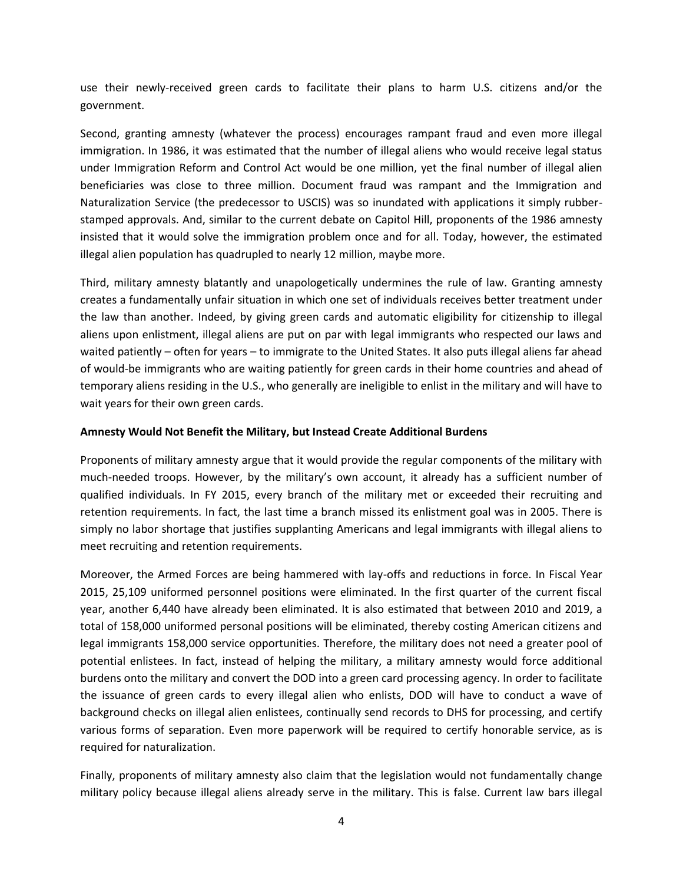use their newly-received green cards to facilitate their plans to harm U.S. citizens and/or the government.

Second, granting amnesty (whatever the process) encourages rampant fraud and even more illegal immigration. In 1986, it was estimated that the number of illegal aliens who would receive legal status under Immigration Reform and Control Act would be one million, yet the final number of illegal alien beneficiaries was close to three million. Document fraud was rampant and the Immigration and Naturalization Service (the predecessor to USCIS) was so inundated with applications it simply rubber-stamped approvals. And, similar to the current debate on Capitol Hill, proponents of the 1986 amnesty insisted that it would solve the immigration problem once and for all. Today, however, the estimated illegal alien population has quadrupled to nearly 12 million, maybe more.

Third, military amnesty blatantly and unapologetically undermines the rule of law. Granting amnesty creates a fundamentally unfair situation in which one set of individuals receives better treatment under the law than another. Indeed, by giving green cards and automatic eligibility for citizenship to illegal aliens upon enlistment, illegal aliens are put on par with legal immigrants who respected our laws and waited patiently – often for years – to immigrate to the United States. It also puts illegal aliens far ahead of would-be immigrants who are waiting patiently for green cards in their home countries and ahead of temporary aliens residing in the U.S., who generally are ineligible to enlist in the military and will have to wait years for their own green cards.

**Amnesty Would Not Benefit the Military, but Instead Create Additional Burdens**

Proponents of military amnesty argue that it would provide the regular components of the military with much-needed troops. However, by the military's own account, it already has a sufficient number of qualified individuals. In FY 2015, every branch of the military met or exceeded their recruiting and retention requirements. In fact, the last time a branch missed its enlistment goal was in 2005. There is simply no labor shortage that justifies supplanting Americans and legal immigrants with illegal aliens to meet recruiting and retention requirements.

Moreover, the Armed Forces are being hammered with lay-offs and reductions in force. In Fiscal Year 2015, 25,109 uniformed personnel positions were eliminated. In the first quarter of the current fiscal year, another 6,440 have already been eliminated. It is also estimated that between 2010 and 2019, a total of 158,000 uniformed personal positions will be eliminated, thereby costing American citizens and legal immigrants 158,000 service opportunities. Therefore, the military does not need a greater pool of potential enlistees. In fact, instead of helping the military, a military amnesty would force additional burdens onto the military and convert the DOD into a green card processing agency. In order to facilitate the issuance of green cards to every illegal alien who enlists, DOD will have to conduct a wave of background checks on illegal alien enlistees, continually send records to DHS for processing, and certify various forms of separation. Even more paperwork will be required to certify honorable service, as is required for naturalization.

Finally, proponents of military amnesty also claim that the legislation would not fundamentally change military policy because illegal aliens already serve in the military. This is false. Current law bars illegal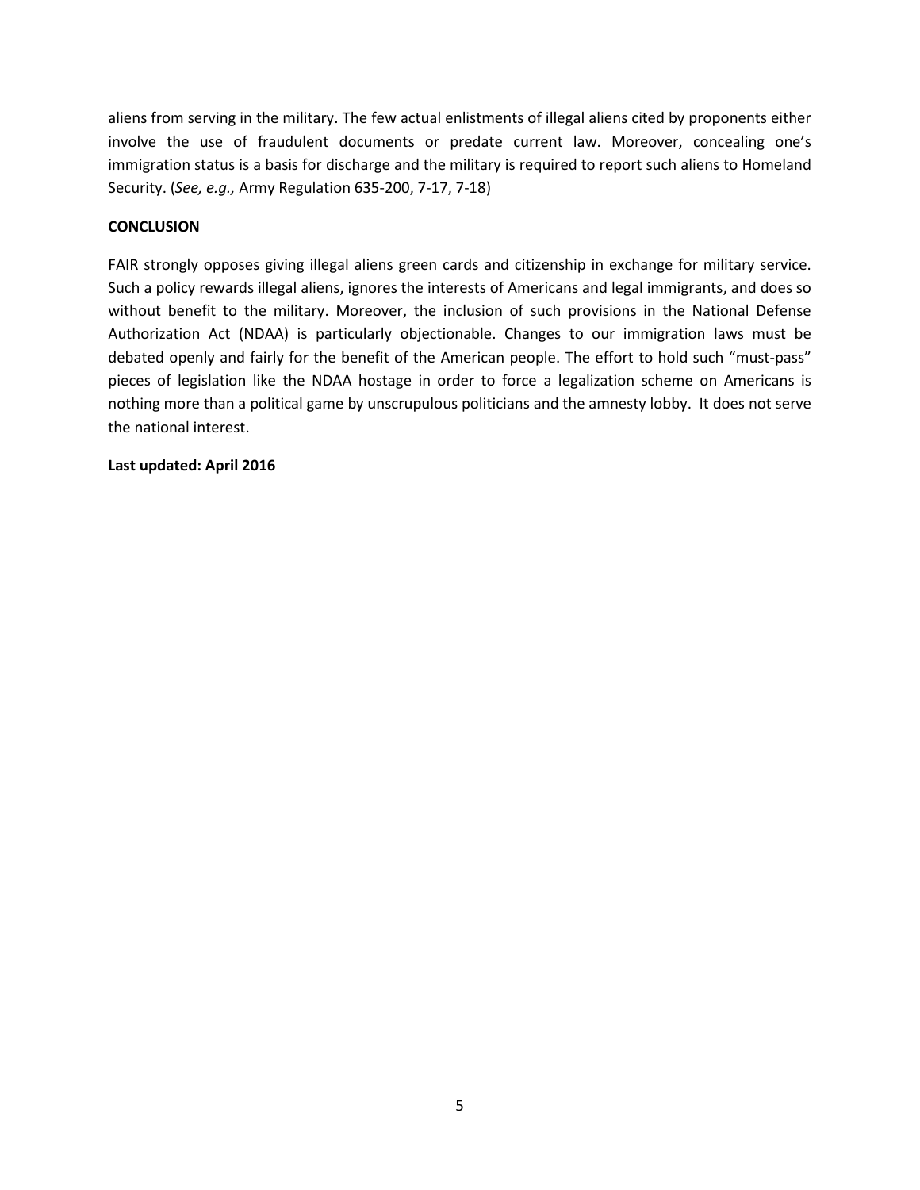aliens from serving in the military. The few actual enlistments of illegal aliens cited by proponents either involve the use of fraudulent documents or predate current law. Moreover, concealing one's immigration status is a basis for discharge and the military is required to report such aliens to Homeland Security. (*See, e.g.,* Army Regulation 635-200, 7-17, 7-18)

**CONCLUSION**

FAIR strongly opposes giving illegal aliens green cards and citizenship in exchange for military service. Such a policy rewards illegal aliens, ignores the interests of Americans and legal immigrants, and does so without benefit to the military. Moreover, the inclusion of such provisions in the National Defense Authorization Act (NDAA) is particularly objectionable. Changes to our immigration laws must be debated openly and fairly for the benefit of the American people. The effort to hold such "must-pass" pieces of legislation like the NDAA hostage in order to force a legalization scheme on Americans is nothing more than a political game by unscrupulous politicians and the amnesty lobby. It does not serve the national interest.

**Last updated: April 2016**